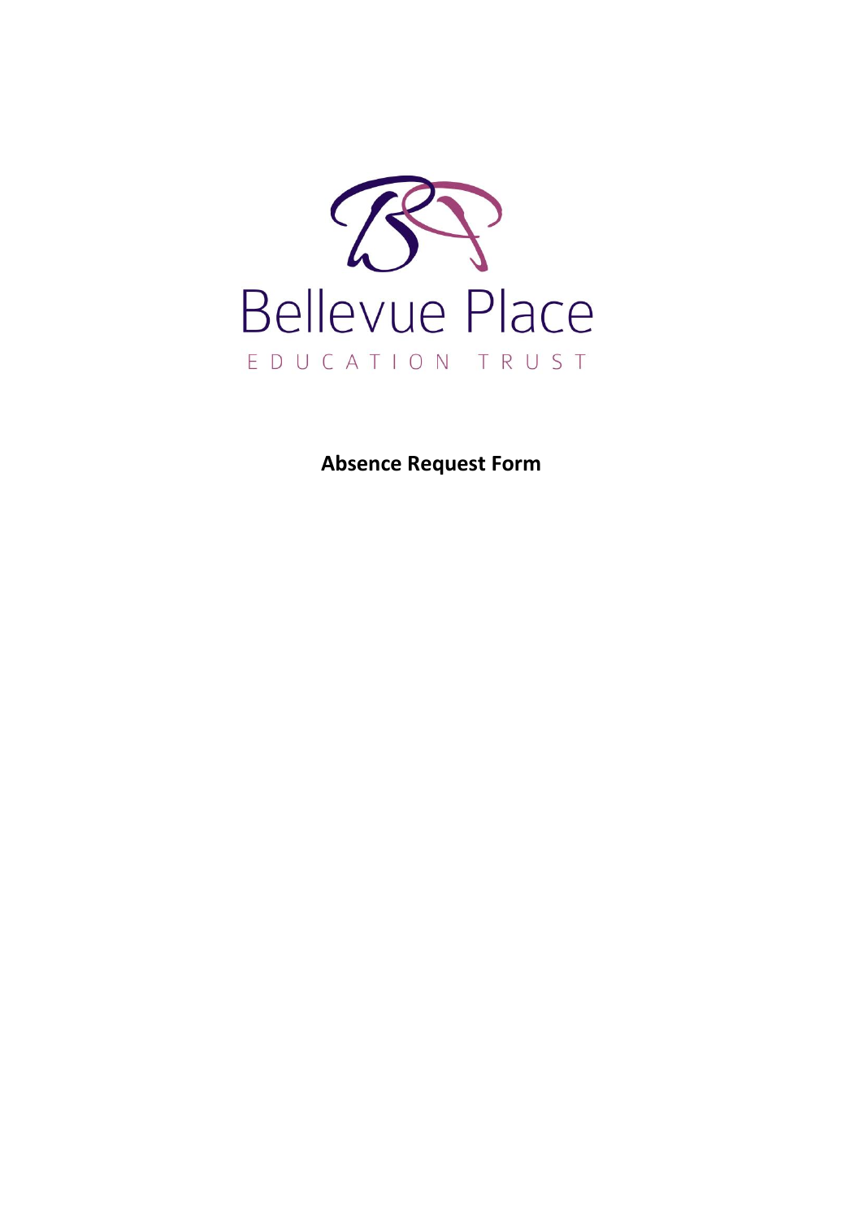Bellevue Place

EDUCATION TRUST

**Absence Request Form**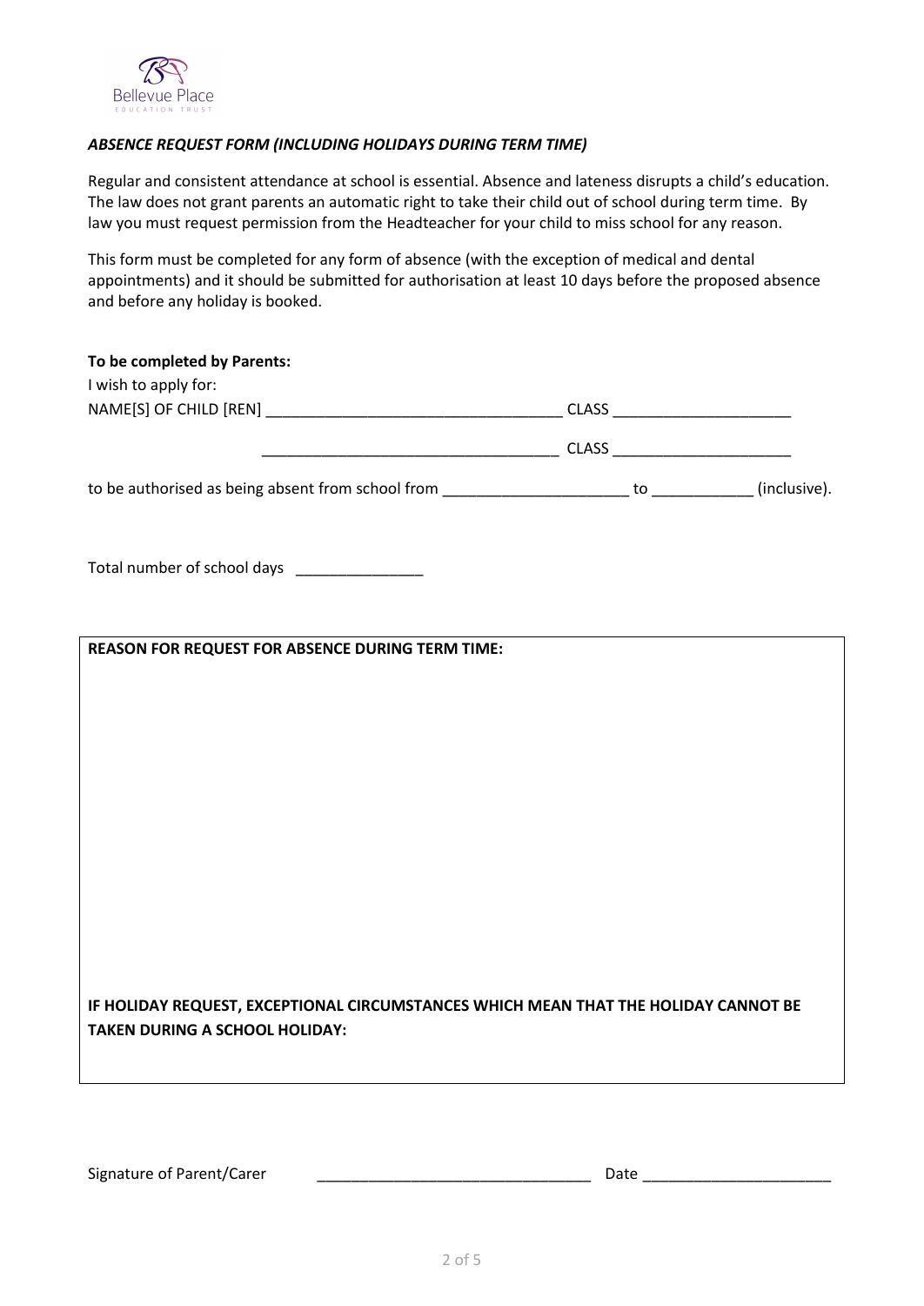Bellevue Place EDUCATION TRUST

***ABSENCE REQUEST FORM (INCLUDING HOLIDAYS DURING TERM TIME)***

Regular and consistent attendance at school is essential. Absence and lateness disrupts a child's education. The law does not grant parents an automatic right to take their child out of school during term time. By law you must request permission from the Headteacher for your child to miss school for any reason.

This form must be completed for any form of absence (with the exception of medical and dental appointments) and it should be submitted for authorisation at least 10 days before the proposed absence and before any holiday is booked.

**To be completed by Parents:**

I wish to apply for:

NAME[S] OF CHILD [REN] ___________________________________ CLASS _____________________

___________________________________ CLASS _____________________

to be authorised as being absent from school from ______________________ to ____________ (inclusive).

Total number of school days _______________

| REASON FOR REQUEST FOR ABSENCE DURING TERM TIME: |
| --- |
| |
| IF HOLIDAY REQUEST, EXCEPTIONAL CIRCUMSTANCES WHICH MEAN THAT THE HOLIDAY CANNOT BE TAKEN DURING A SCHOOL HOLIDAY: |

Signature of Parent/Carer ________________________________ Date ______________________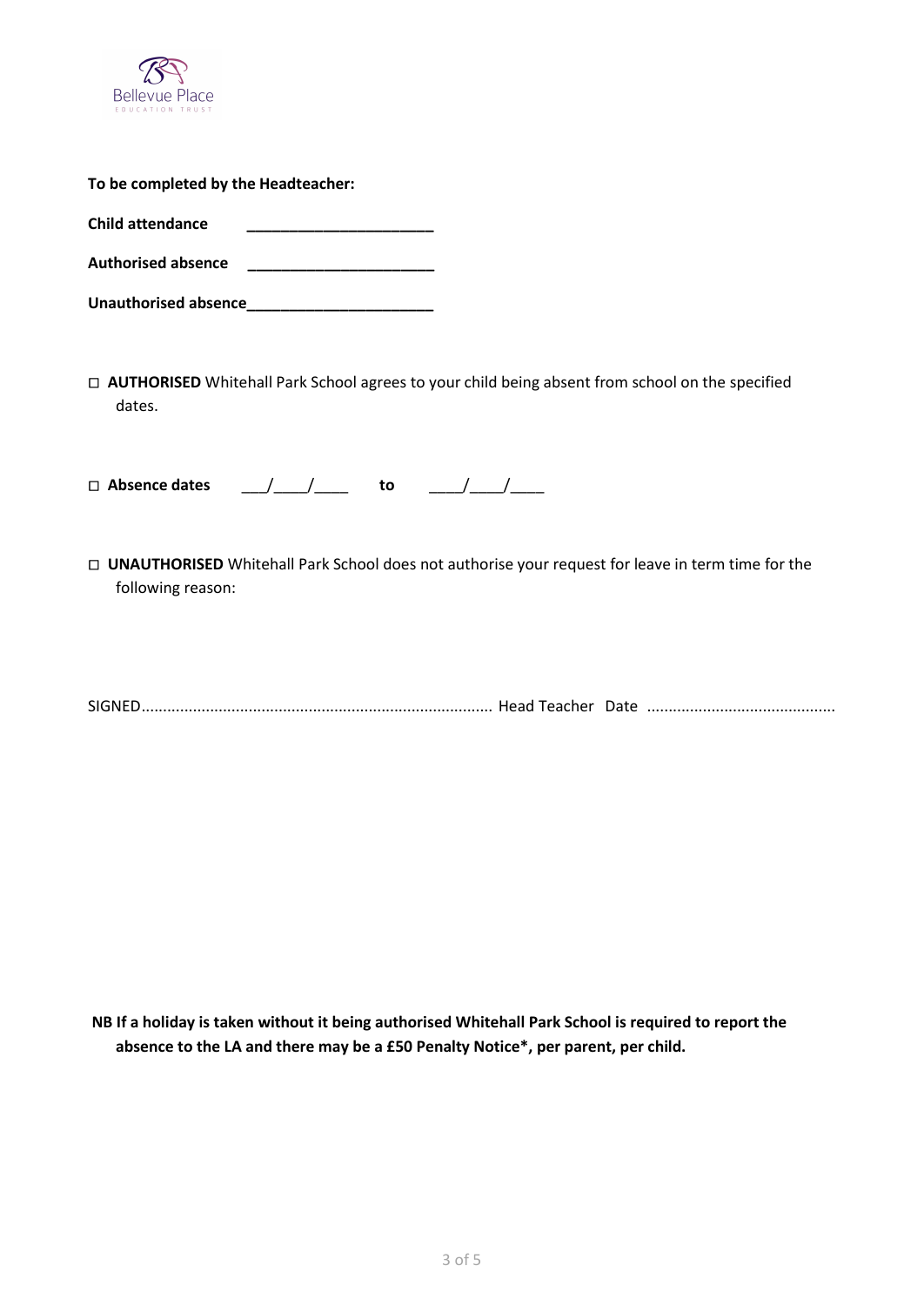**To be completed by the Headteacher:**

**Child attendance** ______________________

**Authorised absence** ______________________

**Unauthorised absence**______________________

☐ **AUTHORISED** Whitehall Park School agrees to your child being absent from school on the specified dates.

☐ **Absence dates** ___/____/____ **to** ____/____/____

☐ **UNAUTHORISED** Whitehall Park School does not authorise your request for leave in term time for the following reason:

SIGNED................................................................................. Head Teacher Date ...........................................

**NB If a holiday is taken without it being authorised Whitehall Park School is required to report the absence to the LA and there may be a £50 Penalty Notice*, per parent, per child.**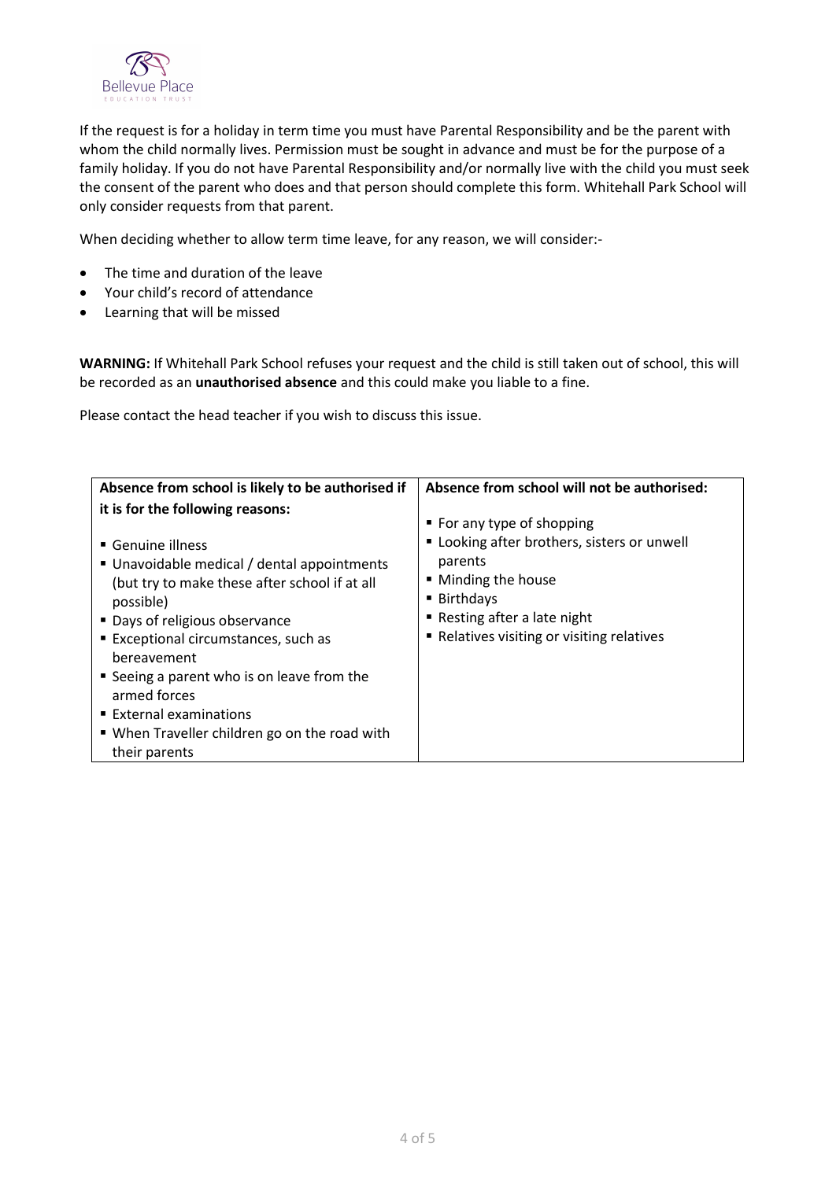If the request is for a holiday in term time you must have Parental Responsibility and be the parent with whom the child normally lives. Permission must be sought in advance and must be for the purpose of a family holiday. If you do not have Parental Responsibility and/or normally live with the child you must seek the consent of the parent who does and that person should complete this form. Whitehall Park School will only consider requests from that parent.

When deciding whether to allow term time leave, for any reason, we will consider:-

- The time and duration of the leave
- Your child's record of attendance
- Learning that will be missed

**WARNING:** If Whitehall Park School refuses your request and the child is still taken out of school, this will be recorded as an **unauthorised absence** and this could make you liable to a fine.

Please contact the head teacher if you wish to discuss this issue.

| **Absence from school is likely to be authorised if it is for the following reasons:** | **Absence from school will not be authorised:** |
|---|---|
| ▪ Genuine illness<br>▪ Unavoidable medical / dental appointments (but try to make these after school if at all possible)<br>▪ Days of religious observance<br>▪ Exceptional circumstances, such as bereavement<br>▪ Seeing a parent who is on leave from the armed forces<br>▪ External examinations<br>▪ When Traveller children go on the road with their parents | ▪ For any type of shopping<br>▪ Looking after brothers, sisters or unwell parents<br>▪ Minding the house<br>▪ Birthdays<br>▪ Resting after a late night<br>▪ Relatives visiting or visiting relatives |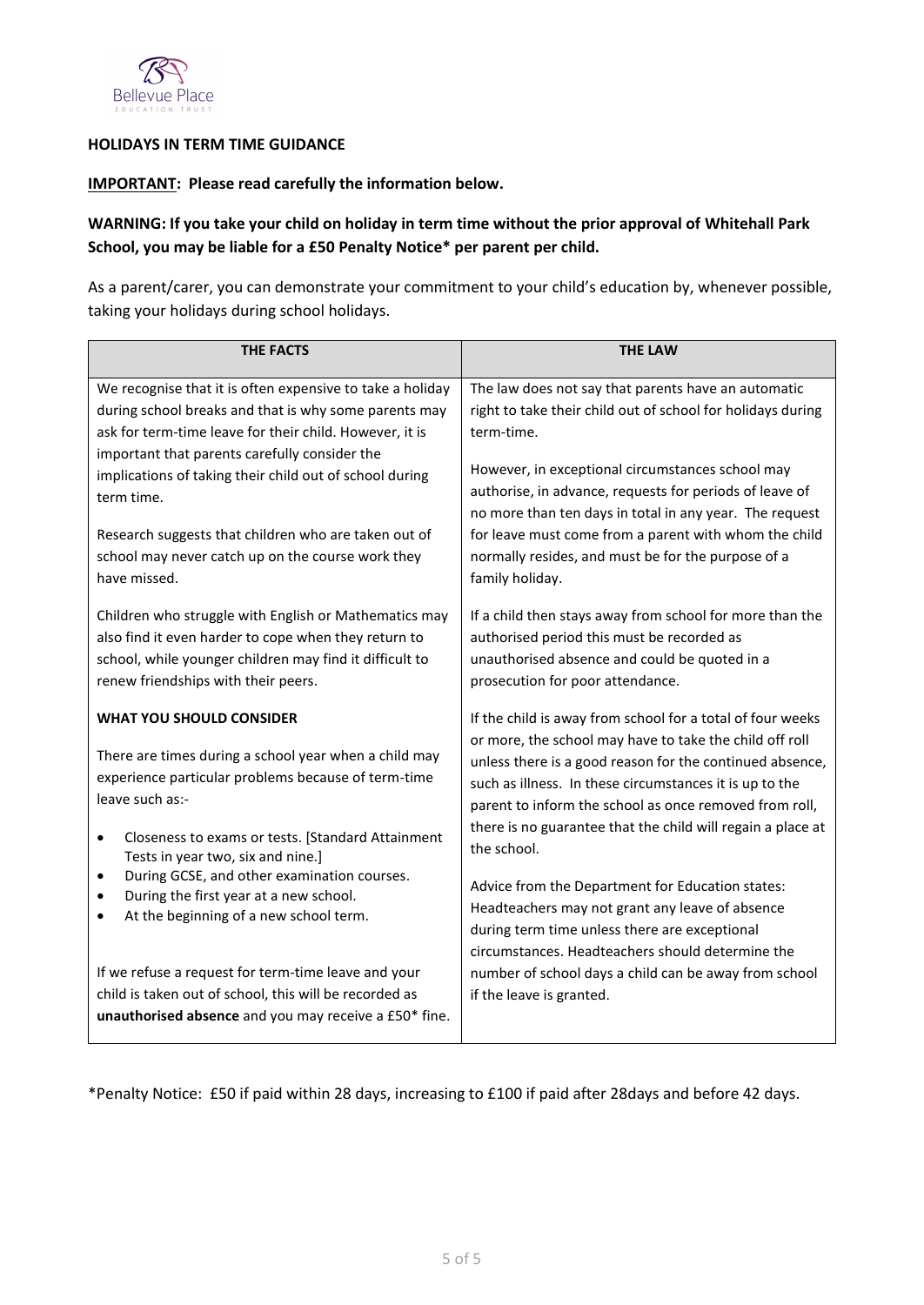**HOLIDAYS IN TERM TIME GUIDANCE**

**<u>IMPORTANT</u>: Please read carefully the information below.**

**WARNING: If you take your child on holiday in term time without the prior approval of Whitehall Park School, you may be liable for a £50 Penalty Notice* per parent per child.**

As a parent/carer, you can demonstrate your commitment to your child's education by, whenever possible, taking your holidays during school holidays.

| THE FACTS | THE LAW |
|---|---|
| We recognise that it is often expensive to take a holiday during school breaks and that is why some parents may ask for term-time leave for their child. However, it is important that parents carefully consider the implications of taking their child out of school during term time.<br><br>Research suggests that children who are taken out of school may never catch up on the course work they have missed.<br><br>Children who struggle with English or Mathematics may also find it even harder to cope when they return to school, while younger children may find it difficult to renew friendships with their peers.<br><br>**WHAT YOU SHOULD CONSIDER**<br><br>There are times during a school year when a child may experience particular problems because of term-time leave such as:-<br><br>• Closeness to exams or tests. [Standard Attainment Tests in year two, six and nine.]<br>• During GCSE, and other examination courses.<br>• During the first year at a new school.<br>• At the beginning of a new school term.<br><br>If we refuse a request for term-time leave and your child is taken out of school, this will be recorded as **unauthorised absence** and you may receive a £50* fine. | The law does not say that parents have an automatic right to take their child out of school for holidays during term-time.<br><br>However, in exceptional circumstances school may authorise, in advance, requests for periods of leave of no more than ten days in total in any year. The request for leave must come from a parent with whom the child normally resides, and must be for the purpose of a family holiday.<br><br>If a child then stays away from school for more than the authorised period this must be recorded as unauthorised absence and could be quoted in a prosecution for poor attendance.<br><br>If the child is away from school for a total of four weeks or more, the school may have to take the child off roll unless there is a good reason for the continued absence, such as illness. In these circumstances it is up to the parent to inform the school as once removed from roll, there is no guarantee that the child will regain a place at the school.<br><br>Advice from the Department for Education states: Headteachers may not grant any leave of absence during term time unless there are exceptional circumstances. Headteachers should determine the number of school days a child can be away from school if the leave is granted. |

*Penalty Notice: £50 if paid within 28 days, increasing to £100 if paid after 28days and before 42 days.